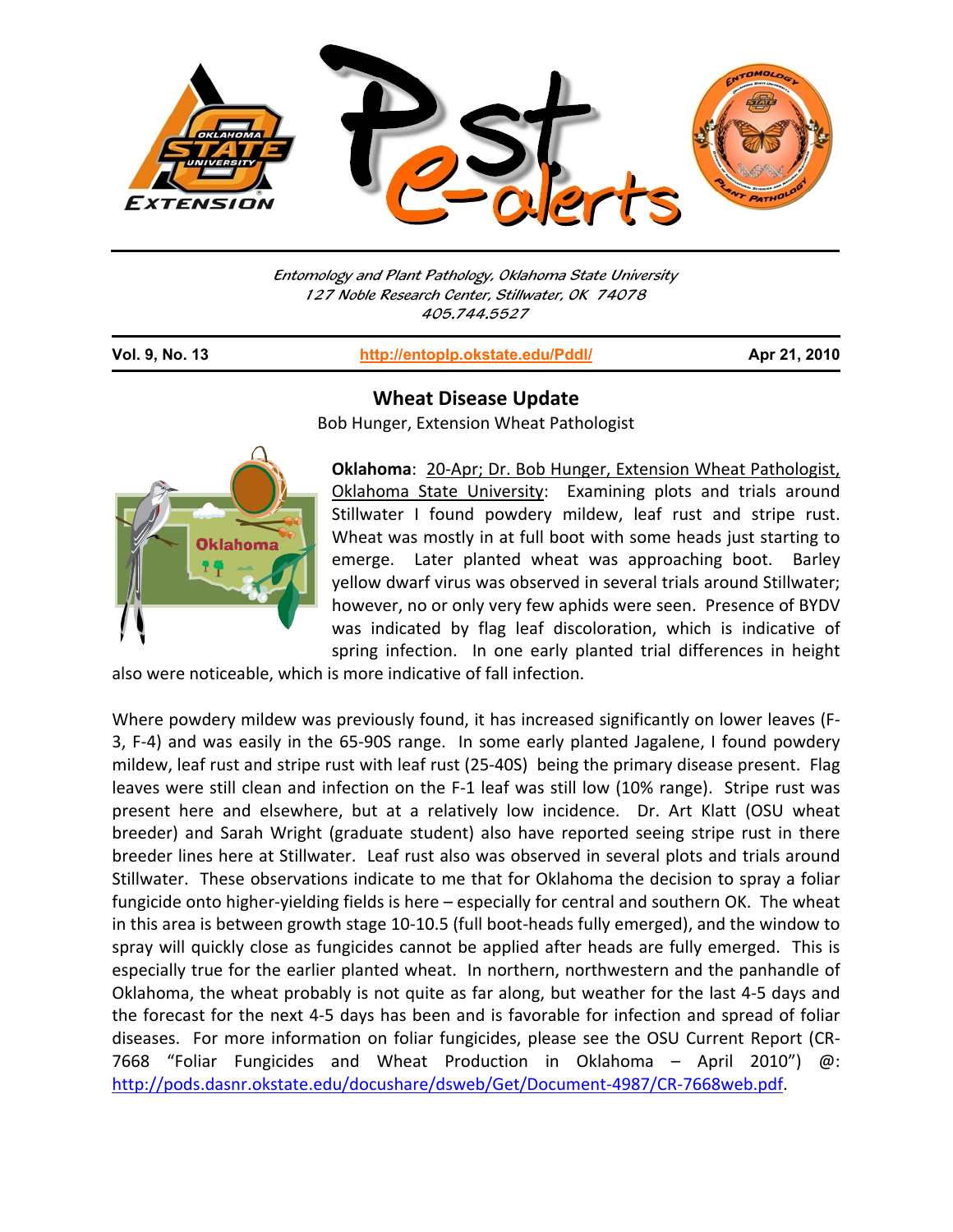Entomology and Plant Pathology, Oklahoma State University
127 Noble Research Center, Stillwater, OK 74078
405.744.5527

**Vol. 9, No. 13** | http://entoplp.okstate.edu/Pddl/ | **Apr 21, 2010**

## Wheat Disease Update

Bob Hunger, Extension Wheat Pathologist

**Oklahoma**: 20-Apr; Dr. Bob Hunger, Extension Wheat Pathologist, Oklahoma State University: Examining plots and trials around Stillwater I found powdery mildew, leaf rust and stripe rust. Wheat was mostly in at full boot with some heads just starting to emerge. Later planted wheat was approaching boot. Barley yellow dwarf virus was observed in several trials around Stillwater; however, no or only very few aphids were seen. Presence of BYDV was indicated by flag leaf discoloration, which is indicative of spring infection. In one early planted trial differences in height also were noticeable, which is more indicative of fall infection.

Where powdery mildew was previously found, it has increased significantly on lower leaves (F-3, F-4) and was easily in the 65-90S range. In some early planted Jagalene, I found powdery mildew, leaf rust and stripe rust with leaf rust (25-40S) being the primary disease present. Flag leaves were still clean and infection on the F-1 leaf was still low (10% range). Stripe rust was present here and elsewhere, but at a relatively low incidence. Dr. Art Klatt (OSU wheat breeder) and Sarah Wright (graduate student) also have reported seeing stripe rust in there breeder lines here at Stillwater. Leaf rust also was observed in several plots and trials around Stillwater. These observations indicate to me that for Oklahoma the decision to spray a foliar fungicide onto higher-yielding fields is here – especially for central and southern OK. The wheat in this area is between growth stage 10-10.5 (full boot-heads fully emerged), and the window to spray will quickly close as fungicides cannot be applied after heads are fully emerged. This is especially true for the earlier planted wheat. In northern, northwestern and the panhandle of Oklahoma, the wheat probably is not quite as far along, but weather for the last 4-5 days and the forecast for the next 4-5 days has been and is favorable for infection and spread of foliar diseases. For more information on foliar fungicides, please see the OSU Current Report (CR-7668 "Foliar Fungicides and Wheat Production in Oklahoma – April 2010") @: http://pods.dasnr.okstate.edu/docushare/dsweb/Get/Document-4987/CR-7668web.pdf.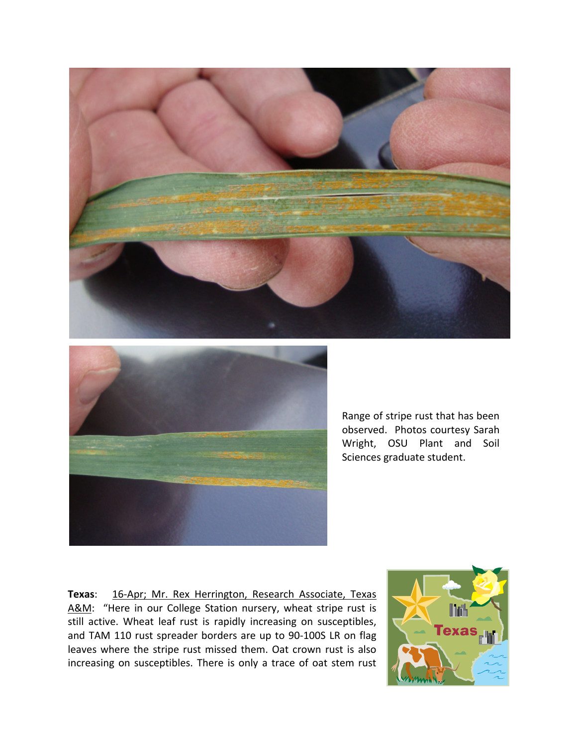Range of stripe rust that has been observed. Photos courtesy Sarah Wright, OSU Plant and Soil Sciences graduate student.

**Texas**: 16-Apr; Mr. Rex Herrington, Research Associate, Texas A&M: "Here in our College Station nursery, wheat stripe rust is still active. Wheat leaf rust is rapidly increasing on susceptibles, and TAM 110 rust spreader borders are up to 90-100S LR on flag leaves where the stripe rust missed them. Oat crown rust is also increasing on susceptibles. There is only a trace of oat stem rust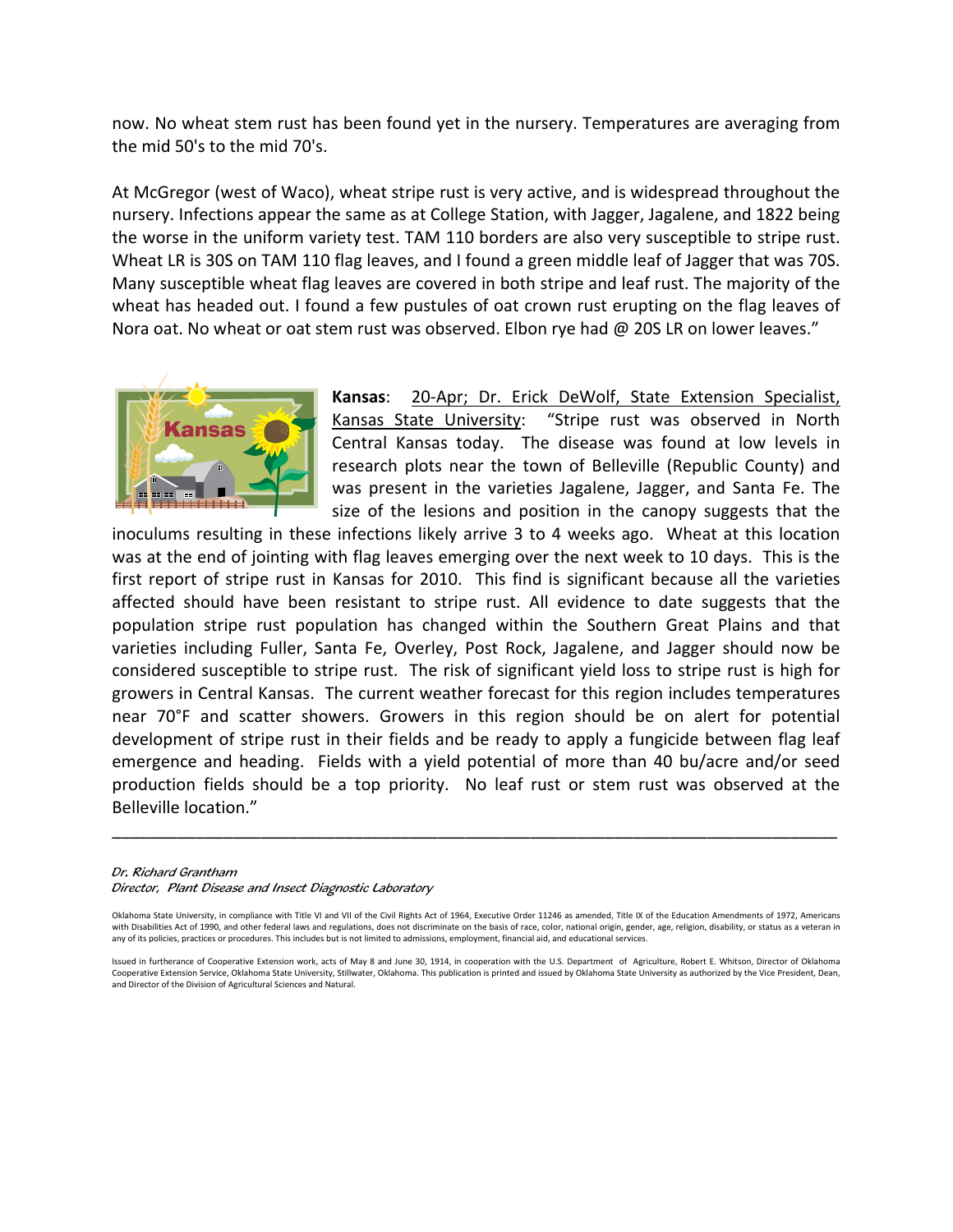now. No wheat stem rust has been found yet in the nursery. Temperatures are averaging from the mid 50's to the mid 70's.

At McGregor (west of Waco), wheat stripe rust is very active, and is widespread throughout the nursery. Infections appear the same as at College Station, with Jagger, Jagalene, and 1822 being the worse in the uniform variety test. TAM 110 borders are also very susceptible to stripe rust. Wheat LR is 30S on TAM 110 flag leaves, and I found a green middle leaf of Jagger that was 70S. Many susceptible wheat flag leaves are covered in both stripe and leaf rust. The majority of the wheat has headed out. I found a few pustules of oat crown rust erupting on the flag leaves of Nora oat. No wheat or oat stem rust was observed. Elbon rye had @ 20S LR on lower leaves."

**Kansas**: 20-Apr; Dr. Erick DeWolf, State Extension Specialist, Kansas State University: "Stripe rust was observed in North Central Kansas today. The disease was found at low levels in research plots near the town of Belleville (Republic County) and was present in the varieties Jagalene, Jagger, and Santa Fe. The size of the lesions and position in the canopy suggests that the inoculums resulting in these infections likely arrive 3 to 4 weeks ago. Wheat at this location was at the end of jointing with flag leaves emerging over the next week to 10 days. This is the first report of stripe rust in Kansas for 2010. This find is significant because all the varieties affected should have been resistant to stripe rust. All evidence to date suggests that the population stripe rust population has changed within the Southern Great Plains and that varieties including Fuller, Santa Fe, Overley, Post Rock, Jagalene, and Jagger should now be considered susceptible to stripe rust. The risk of significant yield loss to stripe rust is high for growers in Central Kansas. The current weather forecast for this region includes temperatures near 70°F and scatter showers. Growers in this region should be on alert for potential development of stripe rust in their fields and be ready to apply a fungicide between flag leaf emergence and heading. Fields with a yield potential of more than 40 bu/acre and/or seed production fields should be a top priority. No leaf rust or stem rust was observed at the Belleville location."

---

*Dr. Richard Grantham*
*Director, Plant Disease and Insect Diagnostic Laboratory*

Oklahoma State University, in compliance with Title VI and VII of the Civil Rights Act of 1964, Executive Order 11246 as amended, Title IX of the Education Amendments of 1972, Americans with Disabilities Act of 1990, and other federal laws and regulations, does not discriminate on the basis of race, color, national origin, gender, age, religion, disability, or status as a veteran in any of its policies, practices or procedures. This includes but is not limited to admissions, employment, financial aid, and educational services.

Issued in furtherance of Cooperative Extension work, acts of May 8 and June 30, 1914, in cooperation with the U.S. Department of Agriculture, Robert E. Whitson, Director of Oklahoma Cooperative Extension Service, Oklahoma State University, Stillwater, Oklahoma. This publication is printed and issued by Oklahoma State University as authorized by the Vice President, Dean, and Director of the Division of Agricultural Sciences and Natural.